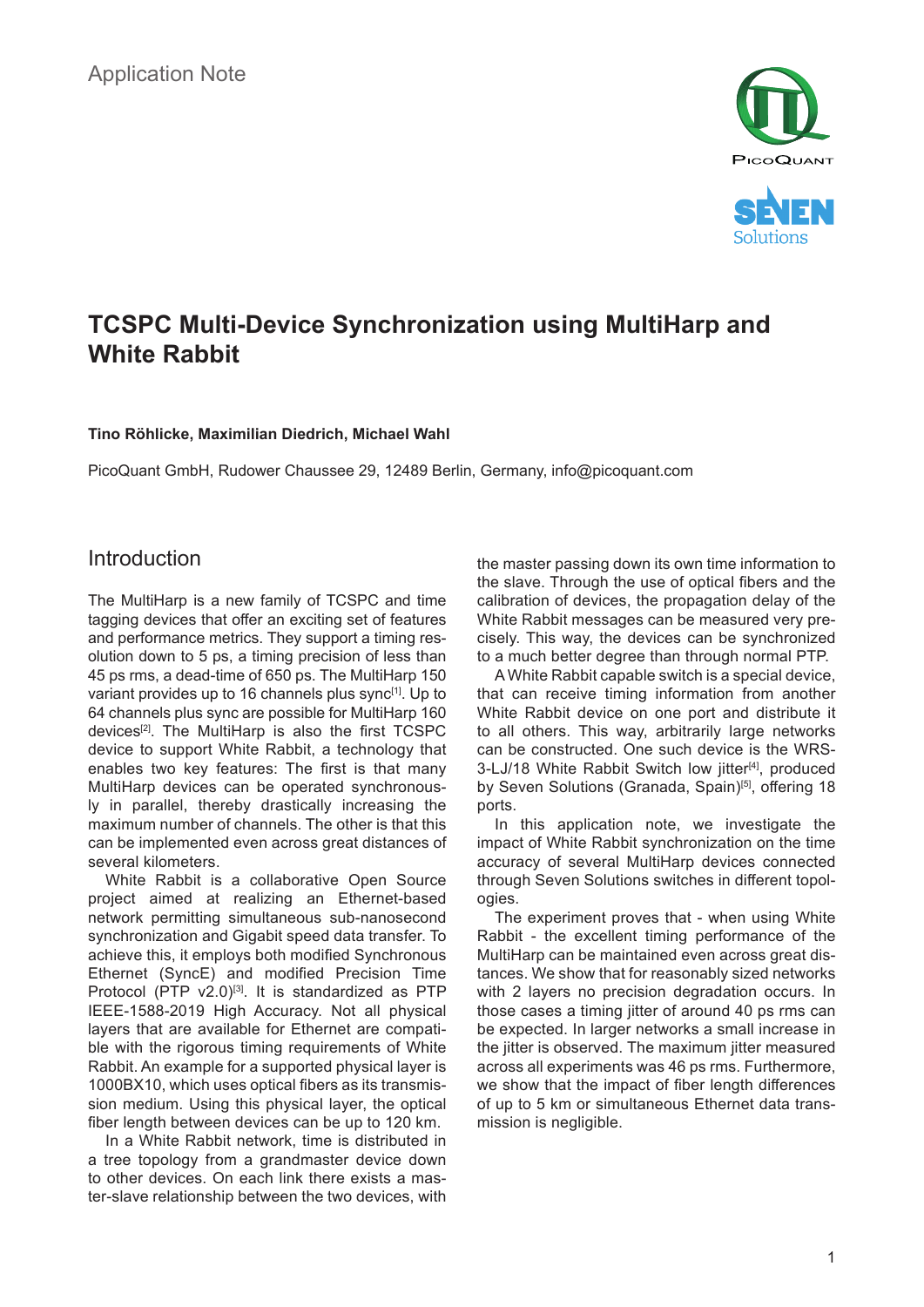Application Note

# TCSPC Multi-Device Synchronization using MultiHarp and White Rabbit

**Tino Röhlicke, Maximilian Diedrich, Michael Wahl**

PicoQuant GmbH, Rudower Chaussee 29, 12489 Berlin, Germany, info@picoquant.com

## Introduction

The MultiHarp is a new family of TCSPC and time tagging devices that offer an exciting set of features and performance metrics. They support a timing resolution down to 5 ps, a timing precision of less than 45 ps rms, a dead-time of 650 ps. The MultiHarp 150 variant provides up to 16 channels plus sync[1]. Up to 64 channels plus sync are possible for MultiHarp 160 devices[2]. The MultiHarp is also the first TCSPC device to support White Rabbit, a technology that enables two key features: The first is that many MultiHarp devices can be operated synchronously in parallel, thereby drastically increasing the maximum number of channels. The other is that this can be implemented even across great distances of several kilometers.

White Rabbit is a collaborative Open Source project aimed at realizing an Ethernet-based network permitting simultaneous sub-nanosecond synchronization and Gigabit speed data transfer. To achieve this, it employs both modified Synchronous Ethernet (SyncE) and modified Precision Time Protocol (PTP v2.0)[3]. It is standardized as PTP IEEE-1588-2019 High Accuracy. Not all physical layers that are available for Ethernet are compatible with the rigorous timing requirements of White Rabbit. An example for a supported physical layer is 1000BX10, which uses optical fibers as its transmission medium. Using this physical layer, the optical fiber length between devices can be up to 120 km.

In a White Rabbit network, time is distributed in a tree topology from a grandmaster device down to other devices. On each link there exists a master-slave relationship between the two devices, with the master passing down its own time information to the slave. Through the use of optical fibers and the calibration of devices, the propagation delay of the White Rabbit messages can be measured very precisely. This way, the devices can be synchronized to a much better degree than through normal PTP.

A White Rabbit capable switch is a special device, that can receive timing information from another White Rabbit device on one port and distribute it to all others. This way, arbitrarily large networks can be constructed. One such device is the WRS-3-LJ/18 White Rabbit Switch low jitter[4], produced by Seven Solutions (Granada, Spain)[5], offering 18 ports.

In this application note, we investigate the impact of White Rabbit synchronization on the time accuracy of several MultiHarp devices connected through Seven Solutions switches in different topologies.

The experiment proves that - when using White Rabbit - the excellent timing performance of the MultiHarp can be maintained even across great distances. We show that for reasonably sized networks with 2 layers no precision degradation occurs. In those cases a timing jitter of around 40 ps rms can be expected. In larger networks a small increase in the jitter is observed. The maximum jitter measured across all experiments was 46 ps rms. Furthermore, we show that the impact of fiber length differences of up to 5 km or simultaneous Ethernet data transmission is negligible.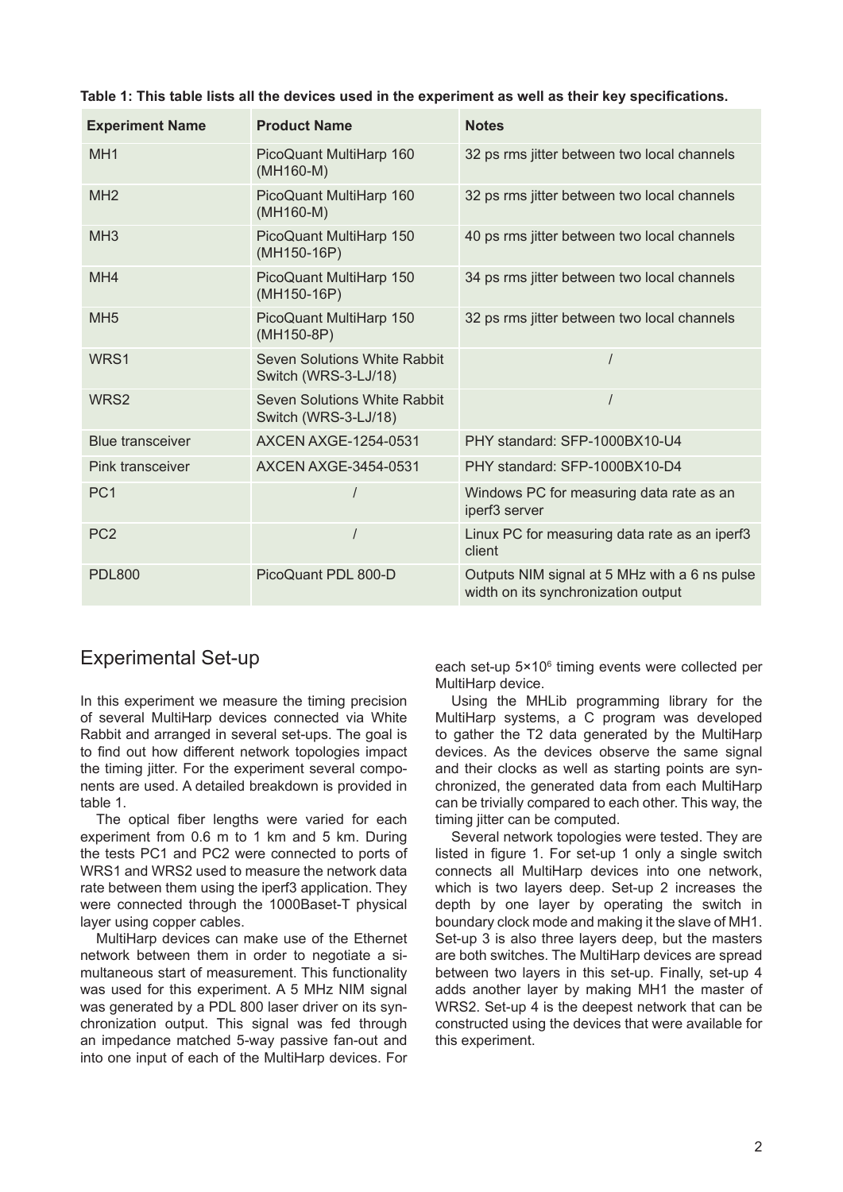**Table 1: This table lists all the devices used in the experiment as well as their key specifications.**

| Experiment Name | Product Name | Notes |
|---|---|---|
| MH1 | PicoQuant MultiHarp 160 (MH160-M) | 32 ps rms jitter between two local channels |
| MH2 | PicoQuant MultiHarp 160 (MH160-M) | 32 ps rms jitter between two local channels |
| MH3 | PicoQuant MultiHarp 150 (MH150-16P) | 40 ps rms jitter between two local channels |
| MH4 | PicoQuant MultiHarp 150 (MH150-16P) | 34 ps rms jitter between two local channels |
| MH5 | PicoQuant MultiHarp 150 (MH150-8P) | 32 ps rms jitter between two local channels |
| WRS1 | Seven Solutions White Rabbit Switch (WRS-3-LJ/18) | / |
| WRS2 | Seven Solutions White Rabbit Switch (WRS-3-LJ/18) | / |
| Blue transceiver | AXCEN AXGE-1254-0531 | PHY standard: SFP-1000BX10-U4 |
| Pink transceiver | AXCEN AXGE-3454-0531 | PHY standard: SFP-1000BX10-D4 |
| PC1 | / | Windows PC for measuring data rate as an iperf3 server |
| PC2 | / | Linux PC for measuring data rate as an iperf3 client |
| PDL800 | PicoQuant PDL 800-D | Outputs NIM signal at 5 MHz with a 6 ns pulse width on its synchronization output |

## Experimental Set-up

In this experiment we measure the timing precision of several MultiHarp devices connected via White Rabbit and arranged in several set-ups. The goal is to find out how different network topologies impact the timing jitter. For the experiment several components are used. A detailed breakdown is provided in table 1.

The optical fiber lengths were varied for each experiment from 0.6 m to 1 km and 5 km. During the tests PC1 and PC2 were connected to ports of WRS1 and WRS2 used to measure the network data rate between them using the iperf3 application. They were connected through the 1000Baset-T physical layer using copper cables.

MultiHarp devices can make use of the Ethernet network between them in order to negotiate a simultaneous start of measurement. This functionality was used for this experiment. A 5 MHz NIM signal was generated by a PDL 800 laser driver on its synchronization output. This signal was fed through an impedance matched 5-way passive fan-out and into one input of each of the MultiHarp devices. For each set-up $5{\times}10^{6}$ timing events were collected per MultiHarp device.

Using the MHLib programming library for the MultiHarp systems, a C program was developed to gather the T2 data generated by the MultiHarp devices. As the devices observe the same signal and their clocks as well as starting points are synchronized, the generated data from each MultiHarp can be trivially compared to each other. This way, the timing jitter can be computed.

Several network topologies were tested. They are listed in figure 1. For set-up 1 only a single switch connects all MultiHarp devices into one network, which is two layers deep. Set-up 2 increases the depth by one layer by operating the switch in boundary clock mode and making it the slave of MH1. Set-up 3 is also three layers deep, but the masters are both switches. The MultiHarp devices are spread between two layers in this set-up. Finally, set-up 4 adds another layer by making MH1 the master of WRS2. Set-up 4 is the deepest network that can be constructed using the devices that were available for this experiment.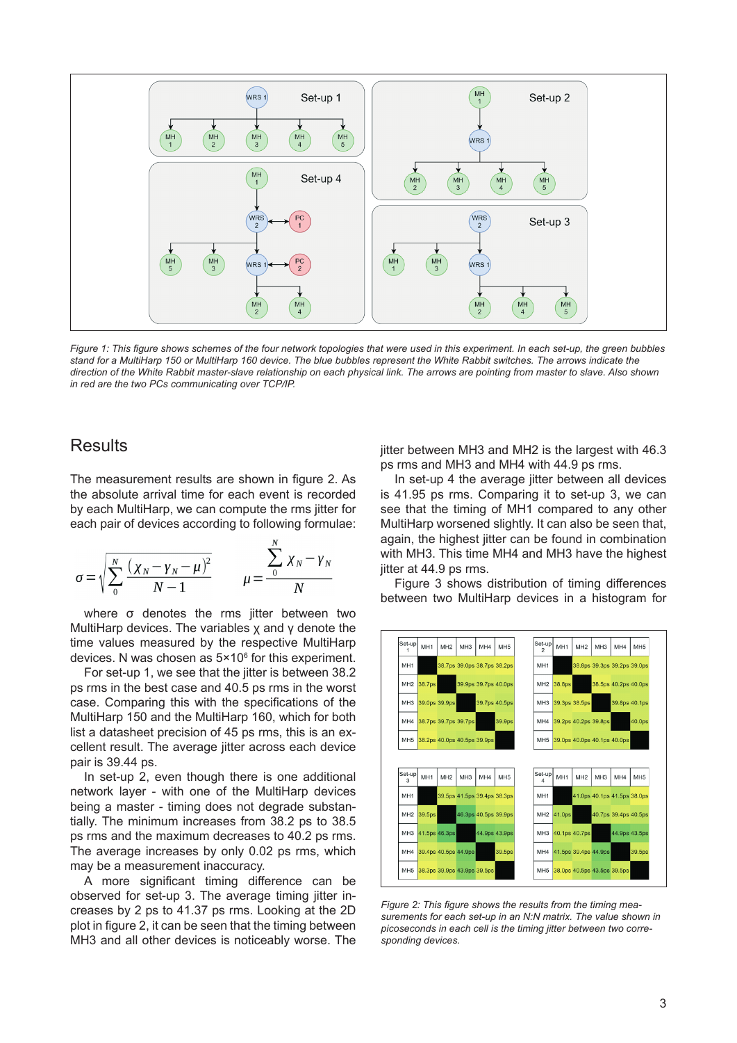Figure 1: This figure shows schemes of the four network topologies that were used in this experiment. In each set-up, the green bubbles stand for a MultiHarp 150 or MultiHarp 160 device. The blue bubbles represent the White Rabbit switches. The arrows indicate the direction of the White Rabbit master-slave relationship on each physical link. The arrows are pointing from master to slave. Also shown in red are the two PCs communicating over TCP/IP.

## Results

The measurement results are shown in figure 2. As the absolute arrival time for each event is recorded by each MultiHarp, we can compute the rms jitter for each pair of devices according to following formulae:

$$\sigma = \sqrt{\sum_{0}^{N} \frac{(\chi_N - \gamma_N - \mu)^2}{N-1}} \qquad \mu = \frac{\sum_{0}^{N} \chi_N - \gamma_N}{N}$$

where σ denotes the rms jitter between two MultiHarp devices. The variables χ and γ denote the time values measured by the respective MultiHarp devices. N was chosen as $5{\times}10^6$ for this experiment.

For set-up 1, we see that the jitter is between 38.2 ps rms in the best case and 40.5 ps rms in the worst case. Comparing this with the specifications of the MultiHarp 150 and the MultiHarp 160, which for both list a datasheet precision of 45 ps rms, this is an excellent result. The average jitter across each device pair is 39.44 ps.

In set-up 2, even though there is one additional network layer - with one of the MultiHarp devices being a master - timing does not degrade substantially. The minimum increases from 38.2 ps to 38.5 ps rms and the maximum decreases to 40.2 ps rms. The average increases by only 0.02 ps rms, which may be a measurement inaccuracy.

A more significant timing difference can be observed for set-up 3. The average timing jitter increases by 2 ps to 41.37 ps rms. Looking at the 2D plot in figure 2, it can be seen that the timing between MH3 and all other devices is noticeably worse. The jitter between MH3 and MH2 is the largest with 46.3 ps rms and MH3 and MH4 with 44.9 ps rms.

In set-up 4 the average jitter between all devices is 41.95 ps rms. Comparing it to set-up 3, we can see that the timing of MH1 compared to any other MultiHarp worsened slightly. It can also be seen that, again, the highest jitter can be found in combination with MH3. This time MH4 and MH3 have the highest jitter at 44.9 ps rms.

Figure 3 shows distribution of timing differences between two MultiHarp devices in a histogram for

| Set-up 1 | MH1 | MH2 | MH3 | MH4 | MH5 |
|---|---|---|---|---|---|
| MH1 | | 38.7ps | 39.0ps | 38.7ps | 38.2ps |
| MH2 | 38.7ps | | 39.9ps | 39.7ps | 40.0ps |
| MH3 | 39.0ps | 39.9ps | | 39.7ps | 40.5ps |
| MH4 | 38.7ps | 39.7ps | 39.7ps | | 39.9ps |
| MH5 | 38.2ps | 40.0ps | 40.5ps | 39.9ps | |

| Set-up 2 | MH1 | MH2 | MH3 | MH4 | MH5 |
|---|---|---|---|---|---|
| MH1 | | 38.8ps | 39.3ps | 39.2ps | 39.0ps |
| MH2 | 38.8ps | | 38.5ps | 40.2ps | 40.0ps |
| MH3 | 39.3ps | 38.5ps | | 39.8ps | 40.1ps |
| MH4 | 39.2ps | 40.2ps | 39.8ps | | 40.0ps |
| MH5 | 39.0ps | 40.0ps | 40.1ps | 40.0ps | |

| Set-up 3 | MH1 | MH2 | MH3 | MH4 | MH5 |
|---|---|---|---|---|---|
| MH1 | | 39.5ps | 41.5ps | 39.4ps | 38.3ps |
| MH2 | 39.5ps | | 46.3ps | 40.5ps | 39.9ps |
| MH3 | 41.5ps | 46.3ps | | 44.9ps | 43.9ps |
| MH4 | 39.4ps | 40.5ps | 44.9ps | | 39.5ps |
| MH5 | 38.3ps | 39.9ps | 43.9ps | 39.5ps | |

| Set-up 4 | MH1 | MH2 | MH3 | MH4 | MH5 |
|---|---|---|---|---|---|
| MH1 | | 41.0ps | 40.1ps | 41.5ps | 38.0ps |
| MH2 | 41.0ps | | 40.7ps | 39.4ps | 40.5ps |
| MH3 | 40.1ps | 40.7ps | | 44.9ps | 43.5ps |
| MH4 | 41.5ps | 39.4ps | 44.9ps | | 39.5ps |
| MH5 | 38.0ps | 40.5ps | 43.5ps | 39.5ps | |

Figure 2: This figure shows the results from the timing measurements for each set-up in an N:N matrix. The value shown in picoseconds in each cell is the timing jitter between two corresponding devices.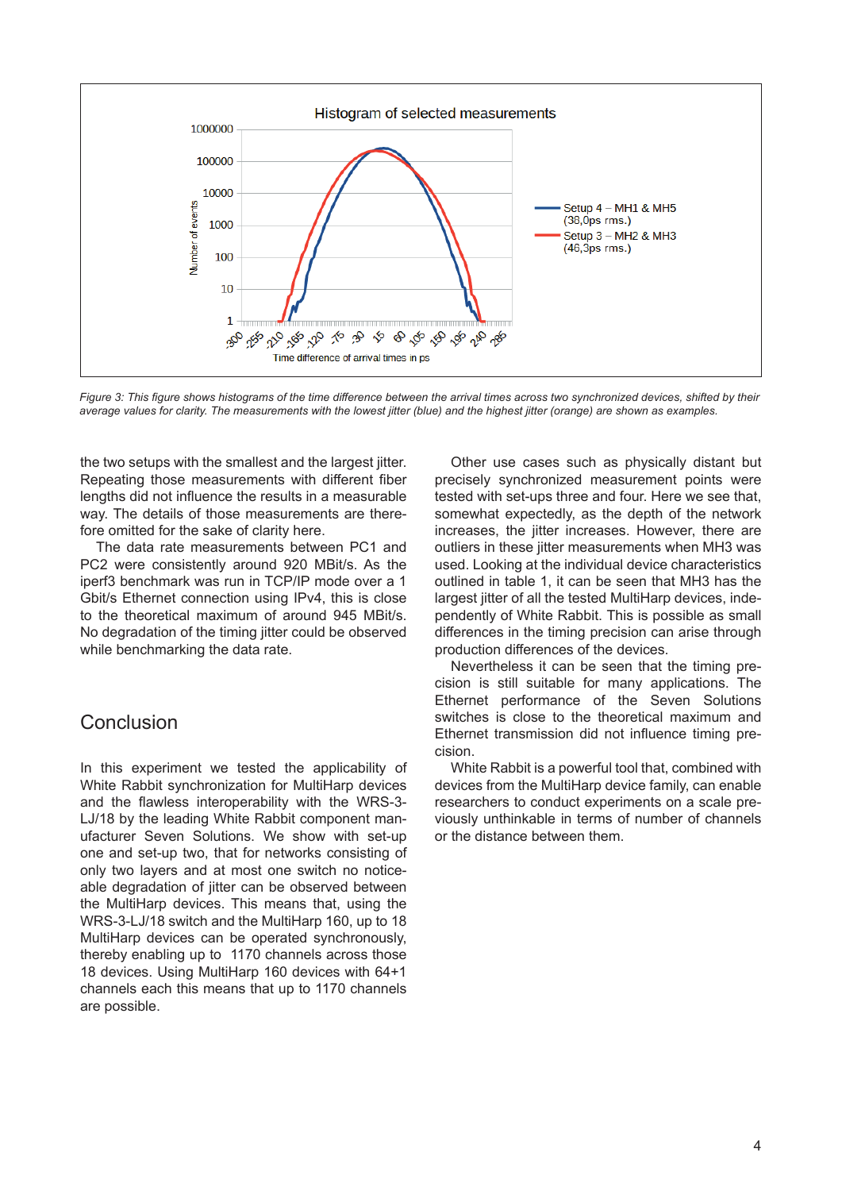*Figure 3: This figure shows histograms of the time difference between the arrival times across two synchronized devices, shifted by their average values for clarity. The measurements with the lowest jitter (blue) and the highest jitter (orange) are shown as examples.*

the two setups with the smallest and the largest jitter. Repeating those measurements with different fiber lengths did not influence the results in a measurable way. The details of those measurements are therefore omitted for the sake of clarity here.

The data rate measurements between PC1 and PC2 were consistently around 920 MBit/s. As the iperf3 benchmark was run in TCP/IP mode over a 1 Gbit/s Ethernet connection using IPv4, this is close to the theoretical maximum of around 945 MBit/s. No degradation of the timing jitter could be observed while benchmarking the data rate.

## Conclusion

In this experiment we tested the applicability of White Rabbit synchronization for MultiHarp devices and the flawless interoperability with the WRS-3-LJ/18 by the leading White Rabbit component manufacturer Seven Solutions. We show with set-up one and set-up two, that for networks consisting of only two layers and at most one switch no noticeable degradation of jitter can be observed between the MultiHarp devices. This means that, using the WRS-3-LJ/18 switch and the MultiHarp 160, up to 18 MultiHarp devices can be operated synchronously, thereby enabling up to 1170 channels across those 18 devices. Using MultiHarp 160 devices with 64+1 channels each this means that up to 1170 channels are possible.

Other use cases such as physically distant but precisely synchronized measurement points were tested with set-ups three and four. Here we see that, somewhat expectedly, as the depth of the network increases, the jitter increases. However, there are outliers in these jitter measurements when MH3 was used. Looking at the individual device characteristics outlined in table 1, it can be seen that MH3 has the largest jitter of all the tested MultiHarp devices, independently of White Rabbit. This is possible as small differences in the timing precision can arise through production differences of the devices.

Nevertheless it can be seen that the timing precision is still suitable for many applications. The Ethernet performance of the Seven Solutions switches is close to the theoretical maximum and Ethernet transmission did not influence timing precision.

White Rabbit is a powerful tool that, combined with devices from the MultiHarp device family, can enable researchers to conduct experiments on a scale previously unthinkable in terms of number of channels or the distance between them.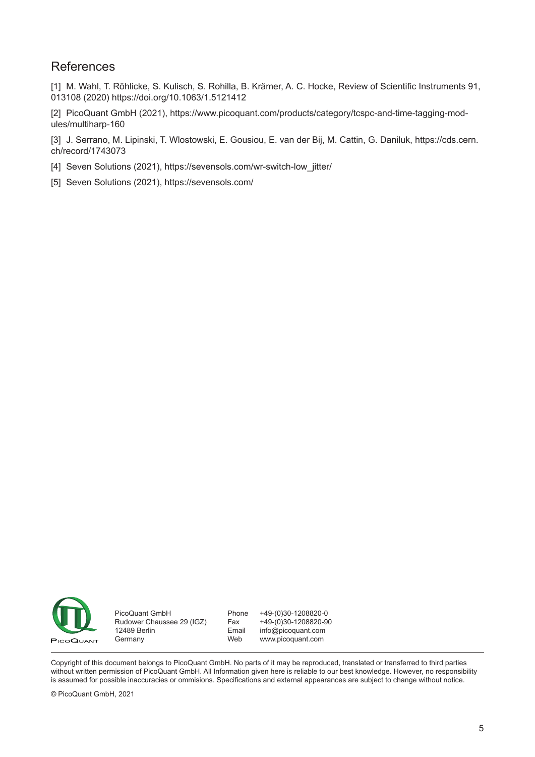## References

[1] M. Wahl, T. Röhlicke, S. Kulisch, S. Rohilla, B. Krämer, A. C. Hocke, Review of Scientific Instruments 91, 013108 (2020) https://doi.org/10.1063/1.5121412

[2] PicoQuant GmbH (2021), https://www.picoquant.com/products/category/tcspc-and-time-tagging-modules/multiharp-160

[3] J. Serrano, M. Lipinski, T. Wlostowski, E. Gousiou, E. van der Bij, M. Cattin, G. Daniluk, https://cds.cern.ch/record/1743073

[4] Seven Solutions (2021), https://sevensols.com/wr-switch-low_jitter/

[5] Seven Solutions (2021), https://sevensols.com/

PicoQuant GmbH
Rudower Chaussee 29 (IGZ)
12489 Berlin
Germany

Phone +49-(0)30-1208820-0
Fax +49-(0)30-1208820-90
Email info@picoquant.com
Web www.picoquant.com

Copyright of this document belongs to PicoQuant GmbH. No parts of it may be reproduced, translated or transferred to third parties without written permission of PicoQuant GmbH. All Information given here is reliable to our best knowledge. However, no responsibility is assumed for possible inaccuracies or ommisions. Specifications and external appearances are subject to change without notice.

© PicoQuant GmbH, 2021